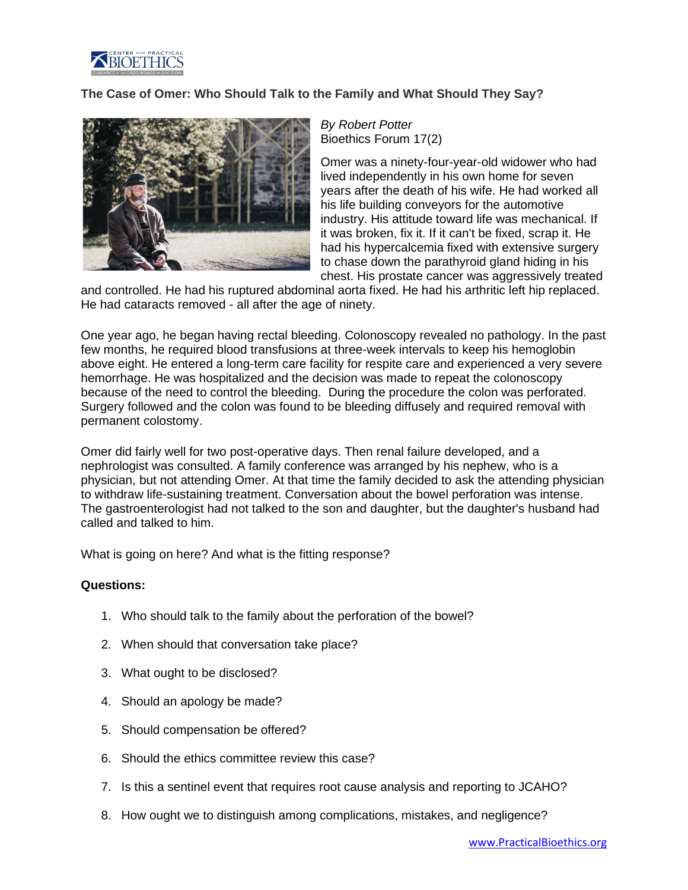## The Case of Omer: Who Should Talk to the Family and What Should They Say?

*By Robert Potter*
Bioethics Forum 17(2)

Omer was a ninety-four-year-old widower who had lived independently in his own home for seven years after the death of his wife. He had worked all his life building conveyors for the automotive industry. His attitude toward life was mechanical. If it was broken, fix it. If it can't be fixed, scrap it. He had his hypercalcemia fixed with extensive surgery to chase down the parathyroid gland hiding in his chest. His prostate cancer was aggressively treated and controlled. He had his ruptured abdominal aorta fixed. He had his arthritic left hip replaced. He had cataracts removed - all after the age of ninety.

One year ago, he began having rectal bleeding. Colonoscopy revealed no pathology. In the past few months, he required blood transfusions at three-week intervals to keep his hemoglobin above eight. He entered a long-term care facility for respite care and experienced a very severe hemorrhage. He was hospitalized and the decision was made to repeat the colonoscopy because of the need to control the bleeding. During the procedure the colon was perforated. Surgery followed and the colon was found to be bleeding diffusely and required removal with permanent colostomy.

Omer did fairly well for two post-operative days. Then renal failure developed, and a nephrologist was consulted. A family conference was arranged by his nephew, who is a physician, but not attending Omer. At that time the family decided to ask the attending physician to withdraw life-sustaining treatment. Conversation about the bowel perforation was intense. The gastroenterologist had not talked to the son and daughter, but the daughter's husband had called and talked to him.

What is going on here? And what is the fitting response?

**Questions:**

1. Who should talk to the family about the perforation of the bowel?
2. When should that conversation take place?
3. What ought to be disclosed?
4. Should an apology be made?
5. Should compensation be offered?
6. Should the ethics committee review this case?
7. Is this a sentinel event that requires root cause analysis and reporting to JCAHO?
8. How ought we to distinguish among complications, mistakes, and negligence?